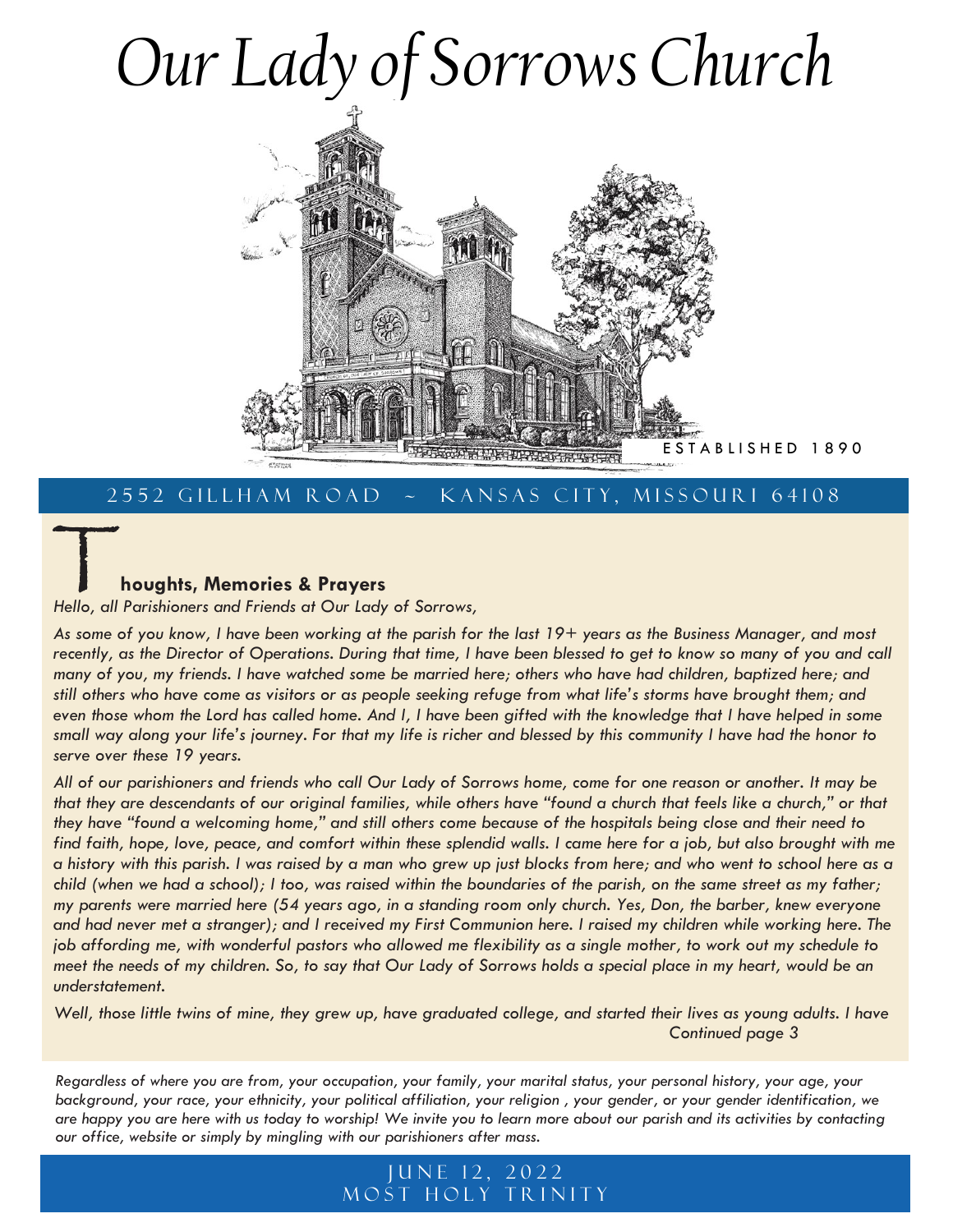# Our Lady of Sorrows Church

ESTABLISHED 1890

2552 GILLHAM ROAD ~ KANSAS CITY, MISSOURI 64108

## Thoughts, Memories & Prayers

*Hello, all Parishioners and Friends at Our Lady of Sorrows,*

*As some of you know, I have been working at the parish for the last 19+ years as the Business Manager, and most recently, as the Director of Operations. During that time, I have been blessed to get to know so many of you and call many of you, my friends. I have watched some be married here; others who have had children, baptized here; and still others who have come as visitors or as people seeking refuge from what life's storms have brought them; and even those whom the Lord has called home. And I, I have been gifted with the knowledge that I have helped in some small way along your life's journey. For that my life is richer and blessed by this community I have had the honor to serve over these 19 years.*

*All of our parishioners and friends who call Our Lady of Sorrows home, come for one reason or another. It may be that they are descendants of our original families, while others have "found a church that feels like a church," or that they have "found a welcoming home," and still others come because of the hospitals being close and their need to find faith, hope, love, peace, and comfort within these splendid walls. I came here for a job, but also brought with me a history with this parish. I was raised by a man who grew up just blocks from here; and who went to school here as a child (when we had a school); I too, was raised within the boundaries of the parish, on the same street as my father; my parents were married here (54 years ago, in a standing room only church. Yes, Don, the barber, knew everyone and had never met a stranger); and I received my First Communion here. I raised my children while working here. The job affording me, with wonderful pastors who allowed me flexibility as a single mother, to work out my schedule to meet the needs of my children. So, to say that Our Lady of Sorrows holds a special place in my heart, would be an understatement.*

*Well, those little twins of mine, they grew up, have graduated college, and started their lives as young adults. I have*

*Continued page 3*

*Regardless of where you are from, your occupation, your family, your marital status, your personal history, your age, your background, your race, your ethnicity, your political affiliation, your religion , your gender, or your gender identification, we are happy you are here with us today to worship! We invite you to learn more about our parish and its activities by contacting our office, website or simply by mingling with our parishioners after mass.*

JUNE 12, 2022
MOST HOLY TRINITY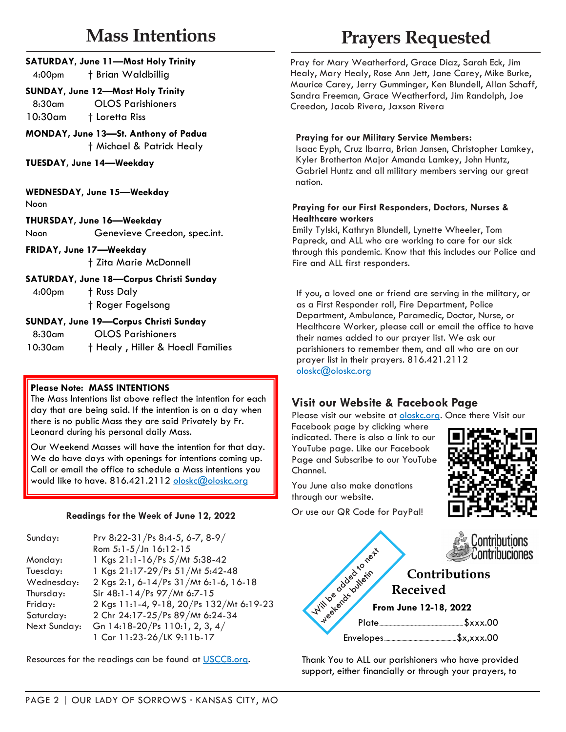# Mass Intentions

**SATURDAY, June 11—Most Holy Trinity**
4:00pm † Brian Waldbillig

**SUNDAY, June 12—Most Holy Trinity**
8:30am OLOS Parishioners
10:30am † Loretta Riss

**MONDAY, June 13—St. Anthony of Padua**
† Michael & Patrick Healy

**TUESDAY, June 14—Weekday**

**WEDNESDAY, June 15—Weekday**
Noon

**THURSDAY, June 16—Weekday**
Noon Genevieve Creedon, spec.int.

**FRIDAY, June 17—Weekday**
† Zita Marie McDonnell

**SATURDAY, June 18—Corpus Christi Sunday**
4:00pm † Russ Daly
† Roger Fogelsong

**SUNDAY, June 19—Corpus Christi Sunday**
8:30am OLOS Parishioners
10:30am † Healy , Hiller & Hoedl Families

**Please Note: MASS INTENTIONS**
The Mass Intentions list above reflect the intention for each day that are being said. If the intention is on a day when there is no public Mass they are said Privately by Fr. Leonard during his personal daily Mass.

Our Weekend Masses will have the intention for that day. We do have days with openings for intentions coming up. Call or email the office to schedule a Mass intentions you would like to have. 816.421.2112 oloskc@oloskc.org

**Readings for the Week of June 12, 2022**

| | |
|---|---|
| Sunday: | Prv 8:22-31/Ps 8:4-5, 6-7, 8-9/ Rom 5:1-5/Jn 16:12-15 |
| Monday: | 1 Kgs 21:1-16/Ps 5/Mt 5:38-42 |
| Tuesday: | 1 Kgs 21:17-29/Ps 51/Mt 5:42-48 |
| Wednesday: | 2 Kgs 2:1, 6-14/Ps 31/Mt 6:1-6, 16-18 |
| Thursday: | Sir 48:1-14/Ps 97/Mt 6:7-15 |
| Friday: | 2 Kgs 11:1-4, 9-18, 20/Ps 132/Mt 6:19-23 |
| Saturday: | 2 Chr 24:17-25/Ps 89/Mt 6:24-34 |
| Next Sunday: | Gn 14:18-20/Ps 110:1, 2, 3, 4/ 1 Cor 11:23-26/LK 9:11b-17 |

Resources for the readings can be found at USCCB.org.

# Prayers Requested

Pray for Mary Weatherford, Grace Diaz, Sarah Eck, Jim Healy, Mary Healy, Rose Ann Jett, Jane Carey, Mike Burke, Maurice Carey, Jerry Gumminger, Ken Blundell, Allan Schaff, Sandra Freeman, Grace Weatherford, Jim Randolph, Joe Creedon, Jacob Rivera, Jaxson Rivera

**Praying for our Military Service Members:**
Isaac Eyph, Cruz Ibarra, Brian Jansen, Christopher Lamkey, Kyler Brotherton Major Amanda Lamkey, John Huntz, Gabriel Huntz and all military members serving our great nation.

**Praying for our First Responders, Doctors, Nurses & Healthcare workers**
Emily Tylski, Kathryn Blundell, Lynette Wheeler, Tom Papreck, and ALL who are working to care for our sick through this pandemic. Know that this includes our Police and Fire and ALL first responders.

If you, a loved one or friend are serving in the military, or as a First Responder roll, Fire Department, Police Department, Ambulance, Paramedic, Doctor, Nurse, or Healthcare Worker, please call or email the office to have their names added to our prayer list. We ask our parishioners to remember them, and all who are on our prayer list in their prayers. 816.421.2112 oloskc@oloskc.org

## Visit our Website & Facebook Page

Please visit our website at oloskc.org. Once there Visit our Facebook page by clicking where indicated. There is also a link to our YouTube page. Like our Facebook Page and Subscribe to our YouTube Channel.

You June also make donations through our website.

Or use our QR Code for PayPal!

## Contributions Received

Will be added to next weekends bulletin

**From June 12-18, 2022**

Plate.......................... $xxx.00
Envelopes.......................... $x,xxx.00

Thank You to ALL our parishioners who have provided support, either financially or through your prayers, to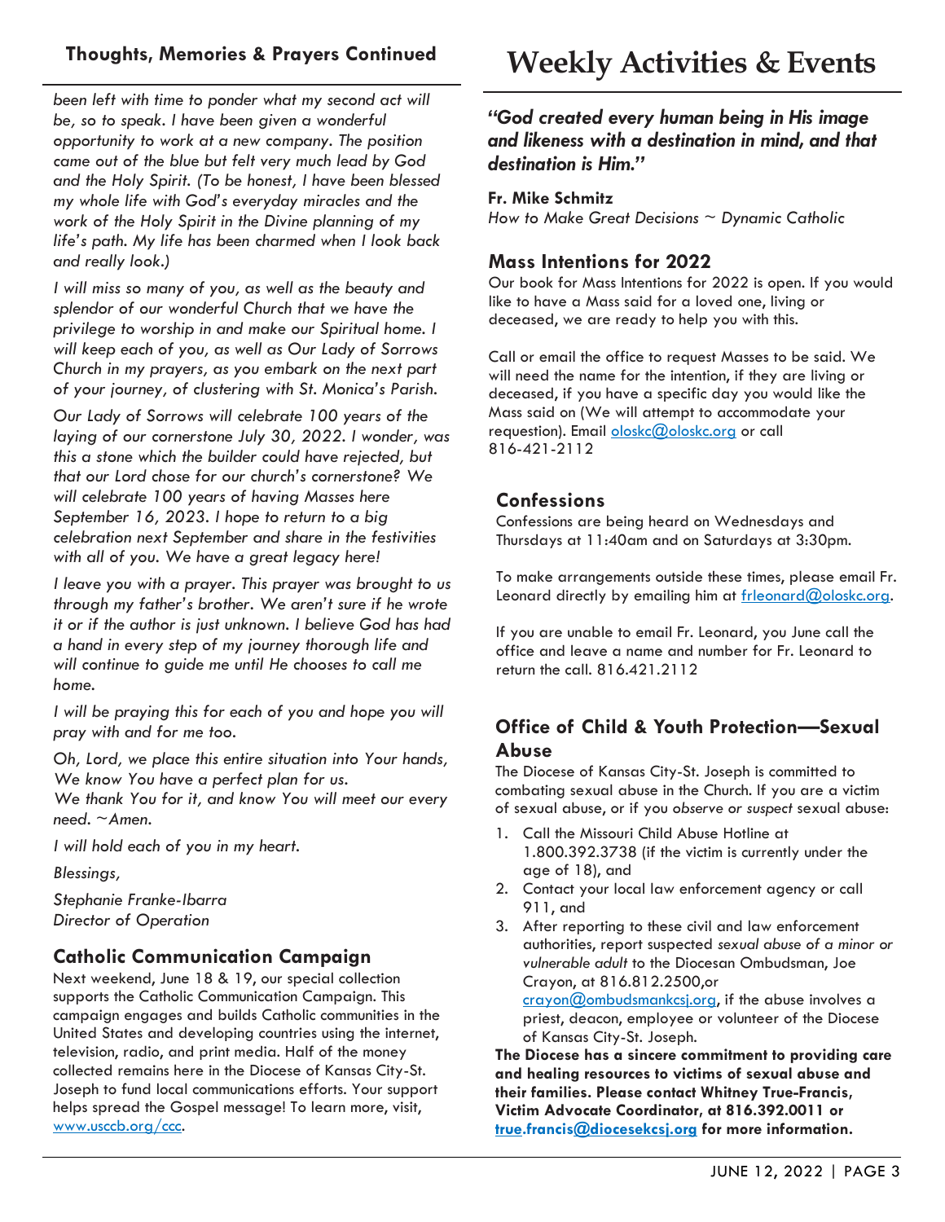## Thoughts, Memories & Prayers Continued

*been left with time to ponder what my second act will be, so to speak. I have been given a wonderful opportunity to work at a new company. The position came out of the blue but felt very much lead by God and the Holy Spirit. (To be honest, I have been blessed my whole life with God's everyday miracles and the work of the Holy Spirit in the Divine planning of my life's path. My life has been charmed when I look back and really look.)*

*I will miss so many of you, as well as the beauty and splendor of our wonderful Church that we have the privilege to worship in and make our Spiritual home. I will keep each of you, as well as Our Lady of Sorrows Church in my prayers, as you embark on the next part of your journey, of clustering with St. Monica's Parish.*

*Our Lady of Sorrows will celebrate 100 years of the laying of our cornerstone July 30, 2022. I wonder, was this a stone which the builder could have rejected, but that our Lord chose for our church's cornerstone? We will celebrate 100 years of having Masses here September 16, 2023. I hope to return to a big celebration next September and share in the festivities with all of you. We have a great legacy here!*

*I leave you with a prayer. This prayer was brought to us through my father's brother. We aren't sure if he wrote it or if the author is just unknown. I believe God has had a hand in every step of my journey thorough life and will continue to guide me until He chooses to call me home.*

*I will be praying this for each of you and hope you will pray with and for me too.*

*Oh, Lord, we place this entire situation into Your hands,*
*We know You have a perfect plan for us.*
*We thank You for it, and know You will meet our every need. ~Amen.*

*I will hold each of you in my heart.*

*Blessings,*

*Stephanie Franke-Ibarra*
*Director of Operation*

### Catholic Communication Campaign

Next weekend, June 18 & 19, our special collection supports the Catholic Communication Campaign. This campaign engages and builds Catholic communities in the United States and developing countries using the internet, television, radio, and print media. Half of the money collected remains here in the Diocese of Kansas City-St. Joseph to fund local communications efforts. Your support helps spread the Gospel message! To learn more, visit, www.usccb.org/ccc.

# Weekly Activities & Events

***"God created every human being in His image and likeness with a destination in mind, and that destination is Him."***

**Fr. Mike Schmitz**
*How to Make Great Decisions ~ Dynamic Catholic*

### Mass Intentions for 2022

Our book for Mass Intentions for 2022 is open. If you would like to have a Mass said for a loved one, living or deceased, we are ready to help you with this.

Call or email the office to request Masses to be said. We will need the name for the intention, if they are living or deceased, if you have a specific day you would like the Mass said on (We will attempt to accommodate your requestion). Email oloskc@oloskc.org or call 816-421-2112

### Confessions

Confessions are being heard on Wednesdays and Thursdays at 11:40am and on Saturdays at 3:30pm.

To make arrangements outside these times, please email Fr. Leonard directly by emailing him at frleonard@oloskc.org.

If you are unable to email Fr. Leonard, you June call the office and leave a name and number for Fr. Leonard to return the call. 816.421.2112

### Office of Child & Youth Protection—Sexual Abuse

The Diocese of Kansas City-St. Joseph is committed to combating sexual abuse in the Church. If you are a victim of sexual abuse, or if you *observe or suspect* sexual abuse:

1. Call the Missouri Child Abuse Hotline at 1.800.392.3738 (if the victim is currently under the age of 18), and
2. Contact your local law enforcement agency or call 911, and
3. After reporting to these civil and law enforcement authorities, report suspected *sexual abuse of a minor or vulnerable adult* to the Diocesan Ombudsman, Joe Crayon, at 816.812.2500,or crayon@ombudsmankcsj.org, if the abuse involves a priest, deacon, employee or volunteer of the Diocese of Kansas City-St. Joseph.

**The Diocese has a sincere commitment to providing care and healing resources to victims of sexual abuse and their families. Please contact Whitney True-Francis, Victim Advocate Coordinator, at 816.392.0011 or true.francis@diocesekcsj.org for more information.**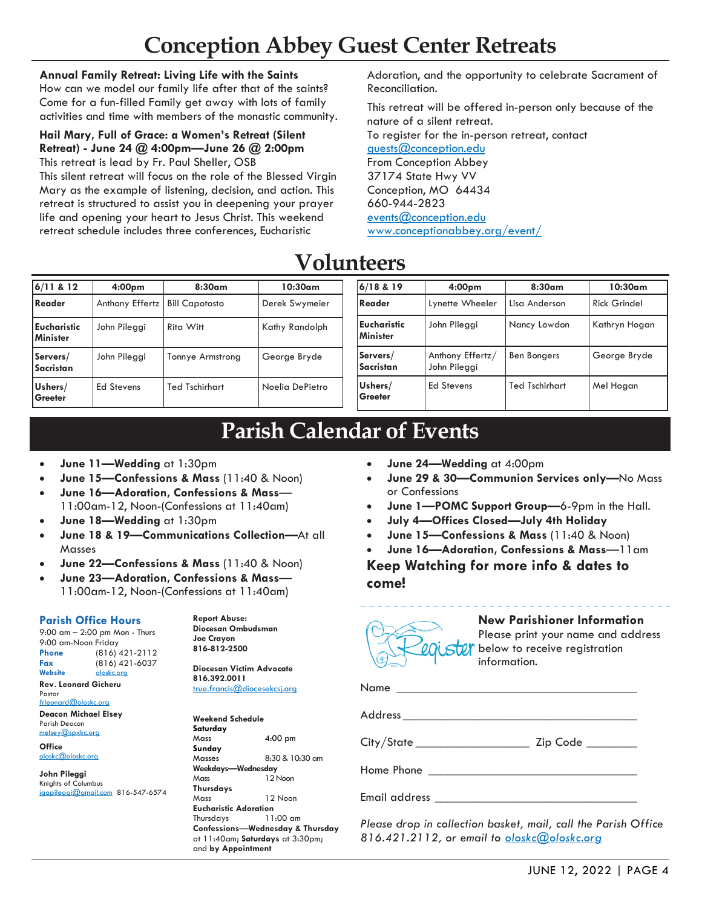# Conception Abbey Guest Center Retreats

**Annual Family Retreat: Living Life with the Saints**
How can we model our family life after that of the saints? Come for a fun-filled Family get away with lots of family activities and time with members of the monastic community.

**Hail Mary, Full of Grace: a Women's Retreat (Silent Retreat) - June 24 @ 4:00pm—June 26 @ 2:00pm**
This retreat is lead by Fr. Paul Sheller, OSB
This silent retreat will focus on the role of the Blessed Virgin Mary as the example of listening, decision, and action. This retreat is structured to assist you in deepening your prayer life and opening your heart to Jesus Christ. This weekend retreat schedule includes three conferences, Eucharistic Adoration, and the opportunity to celebrate Sacrament of Reconciliation.

This retreat will be offered in-person only because of the nature of a silent retreat.
To register for the in-person retreat, contact
guests@conception.edu
From Conception Abbey
37174 State Hwy VV
Conception, MO 64434
660-944-2823
events@conception.edu
www.conceptionabbey.org/event/

# Volunteers

| 6/11 & 12 | 4:00pm | 8:30am | 10:30am |
|---|---|---|---|
| Reader | Anthony Effertz | Bill Capotosto | Derek Swymeier |
| Eucharistic Minister | John Pileggi | Rita Witt | Kathy Randolph |
| Servers/ Sacristan | John Pileggi | Tonnye Armstrong | George Bryde |
| Ushers/ Greeter | Ed Stevens | Ted Tschirhart | Noelia DePietro |

| 6/18 & 19 | 4:00pm | 8:30am | 10:30am |
|---|---|---|---|
| Reader | Lynette Wheeler | Lisa Anderson | Rick Grindel |
| Eucharistic Minister | John Pileggi | Nancy Lowdon | Kathryn Hogan |
| Servers/ Sacristan | Anthony Effertz/ John Pileggi | Ben Bongers | George Bryde |
| Ushers/ Greeter | Ed Stevens | Ted Tschirhart | Mel Hogan |

# Parish Calendar of Events

- **June 11—Wedding** at 1:30pm
- **June 15—Confessions & Mass** (11:40 & Noon)
- **June 16—Adoration, Confessions & Mass**—11:00am-12, Noon-(Confessions at 11:40am)
- **June 18—Wedding** at 1:30pm
- **June 18 & 19—Communications Collection—**At all Masses
- **June 22—Confessions & Mass** (11:40 & Noon)
- **June 23—Adoration, Confessions & Mass**—11:00am-12, Noon-(Confessions at 11:40am)
- **June 24—Wedding** at 4:00pm
- **June 29 & 30—Communion Services only—**No Mass or Confessions
- **June 1—POMC Support Group—**6-9pm in the Hall.
- **July 4—Offices Closed—July 4th Holiday**
- **June 15—Confessions & Mass** (11:40 & Noon)
- **June 16—Adoration, Confessions & Mass**—11am

**Keep Watching for more info & dates to come!**

### Parish Office Hours

9:00 am – 2:00 pm Mon - Thurs
9:00 am-Noon Friday
**Phone** (816) 421-2112
**Fax** (816) 421-6037
**Website** oloskc.org

**Rev. Leonard Gicheru**
Pastor
frleonard@oloskc.org

**Deacon Michael Elsey**
Parish Deacon
melsey@spxkc.org

**Office**
oloskc@oloskc.org

**John Pileggi**
Knights of Columbus
jgapileggi@gmail.com 816-547-6574

**Report Abuse:**
**Diocesan Ombudsman**
**Joe Crayon**
**816-812-2500**

**Diocesan Victim Advocate**
**816.392.0011**
true.francis@diocesekcsj.org

**Weekend Schedule**
**Saturday**
Mass 4:00 pm
**Sunday**
Masses 8:30 & 10:30 am
**Weekdays—Wednesday**
Mass 12 Noon
**Thursdays**
Mass 12 Noon
**Eucharistic Adoration**
Thursdays 11:00 am
**Confessions—Wednesday & Thursday** at 11:40am; **Saturdays** at 3:30pm; and **by Appointment**

### New Parishioner Information

Register

Please print your name and address below to receive registration information.

Name ______________________________________

Address ____________________________________

City/State __________________ Zip Code ________

Home Phone _________________________________

Email address _______________________________

*Please drop in collection basket, mail, call the Parish Office 816.421.2112, or email to oloskc@oloskc.org*